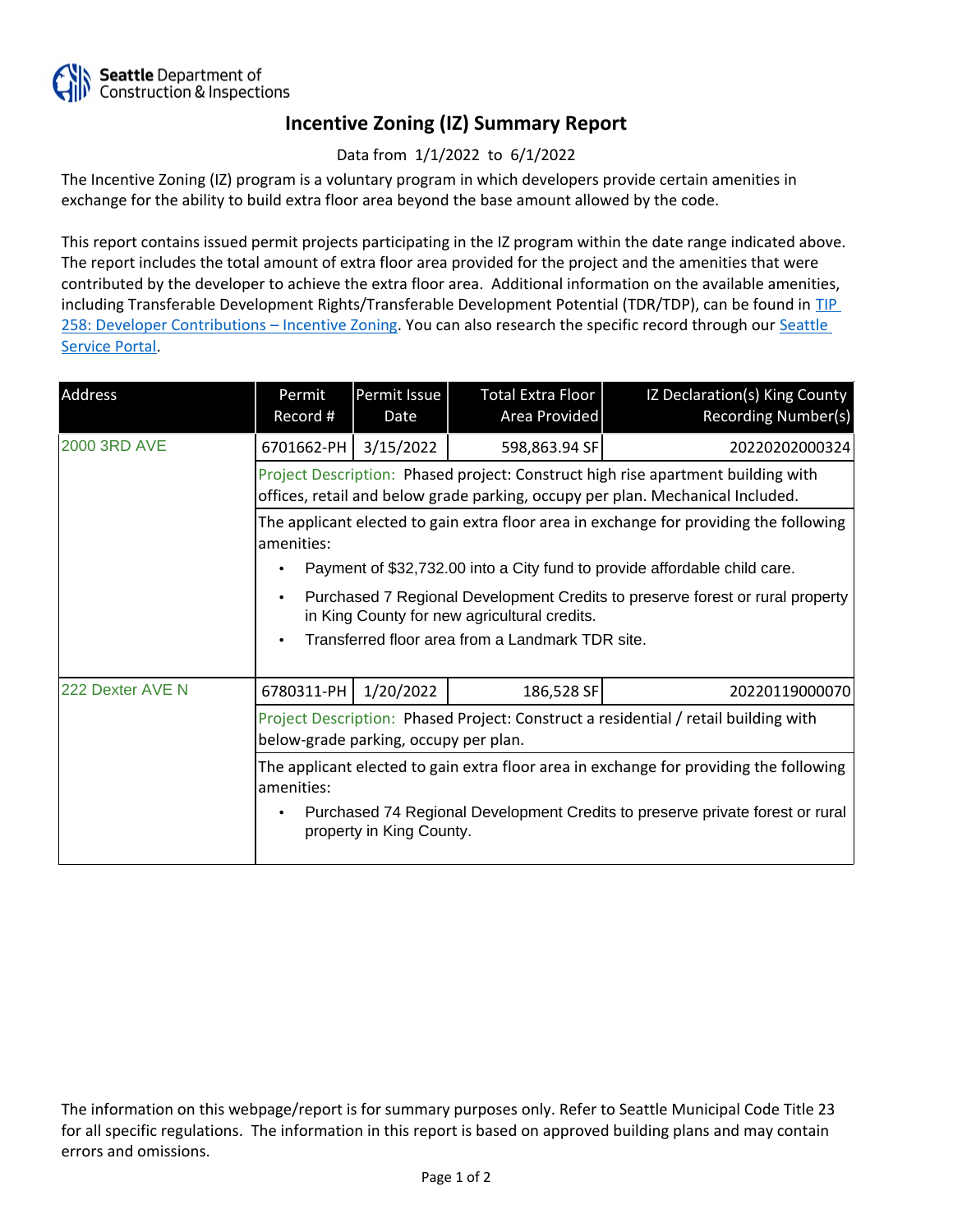Seattle Department of Construction & Inspections

# Incentive Zoning (IZ) Summary Report

Data from 1/1/2022 to 6/1/2022

The Incentive Zoning (IZ) program is a voluntary program in which developers provide certain amenities in exchange for the ability to build extra floor area beyond the base amount allowed by the code.

This report contains issued permit projects participating in the IZ program within the date range indicated above. The report includes the total amount of extra floor area provided for the project and the amenities that were contributed by the developer to achieve the extra floor area. Additional information on the available amenities, including Transferable Development Rights/Transferable Development Potential (TDR/TDP), can be found in TIP 258: Developer Contributions – Incentive Zoning. You can also research the specific record through our Seattle Service Portal.

| Address | Permit Record # | Permit Issue Date | Total Extra Floor Area Provided | IZ Declaration(s) King County Recording Number(s) |
|---|---|---|---|---|
| 2000 3RD AVE | 6701662-PH | 3/15/2022 | 598,863.94 SF | 20220202000324 |
| | Project Description: Phased project: Construct high rise apartment building with offices, retail and below grade parking, occupy per plan. Mechanical Included. | | | |
| | The applicant elected to gain extra floor area in exchange for providing the following amenities: • Payment of $32,732.00 into a City fund to provide affordable child care. • Purchased 7 Regional Development Credits to preserve forest or rural property in King County for new agricultural credits. • Transferred floor area from a Landmark TDR site. | | | |
| 222 Dexter AVE N | 6780311-PH | 1/20/2022 | 186,528 SF | 20220119000070 |
| | Project Description: Phased Project: Construct a residential / retail building with below-grade parking, occupy per plan. | | | |
| | The applicant elected to gain extra floor area in exchange for providing the following amenities: • Purchased 74 Regional Development Credits to preserve private forest or rural property in King County. | | | |

The information on this webpage/report is for summary purposes only. Refer to Seattle Municipal Code Title 23 for all specific regulations. The information in this report is based on approved building plans and may contain errors and omissions.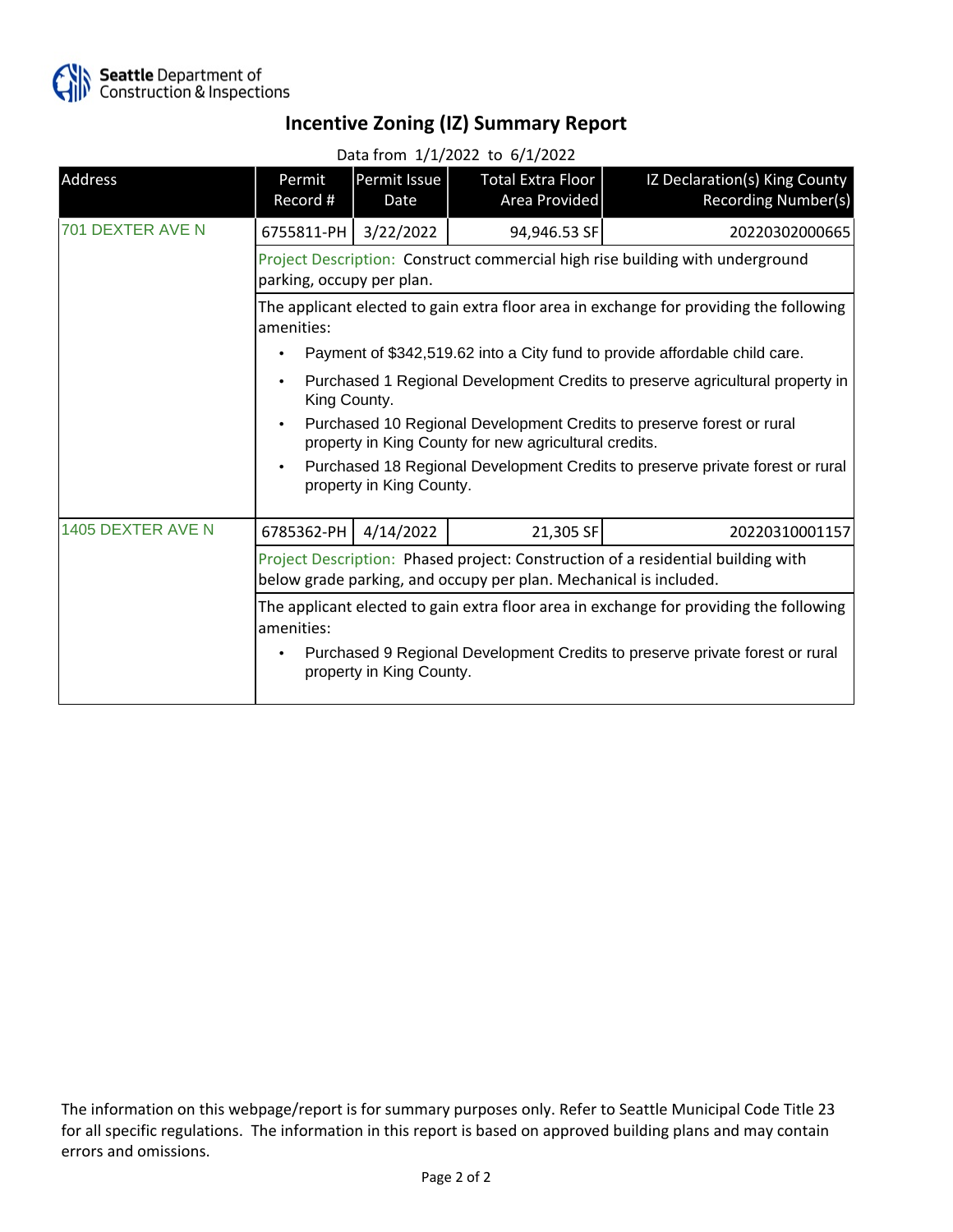Seattle Department of Construction & Inspections

# Incentive Zoning (IZ) Summary Report

Data from 1/1/2022 to 6/1/2022

| Address | Permit Record # | Permit Issue Date | Total Extra Floor Area Provided | IZ Declaration(s) King County Recording Number(s) |
|---|---|---|---|---|
| 701 DEXTER AVE N | 6755811-PH | 3/22/2022 | 94,946.53 SF | 20220302000665 |
| | Project Description: Construct commercial high rise building with underground parking, occupy per plan. | | | |
| | The applicant elected to gain extra floor area in exchange for providing the following amenities:<br>• Payment of $342,519.62 into a City fund to provide affordable child care.<br>• Purchased 1 Regional Development Credits to preserve agricultural property in King County.<br>• Purchased 10 Regional Development Credits to preserve forest or rural property in King County for new agricultural credits.<br>• Purchased 18 Regional Development Credits to preserve private forest or rural property in King County. | | | |
| 1405 DEXTER AVE N | 6785362-PH | 4/14/2022 | 21,305 SF | 20220310001157 |
| | Project Description: Phased project: Construction of a residential building with below grade parking, and occupy per plan. Mechanical is included. | | | |
| | The applicant elected to gain extra floor area in exchange for providing the following amenities:<br>• Purchased 9 Regional Development Credits to preserve private forest or rural property in King County. | | | |

The information on this webpage/report is for summary purposes only. Refer to Seattle Municipal Code Title 23 for all specific regulations. The information in this report is based on approved building plans and may contain errors and omissions.